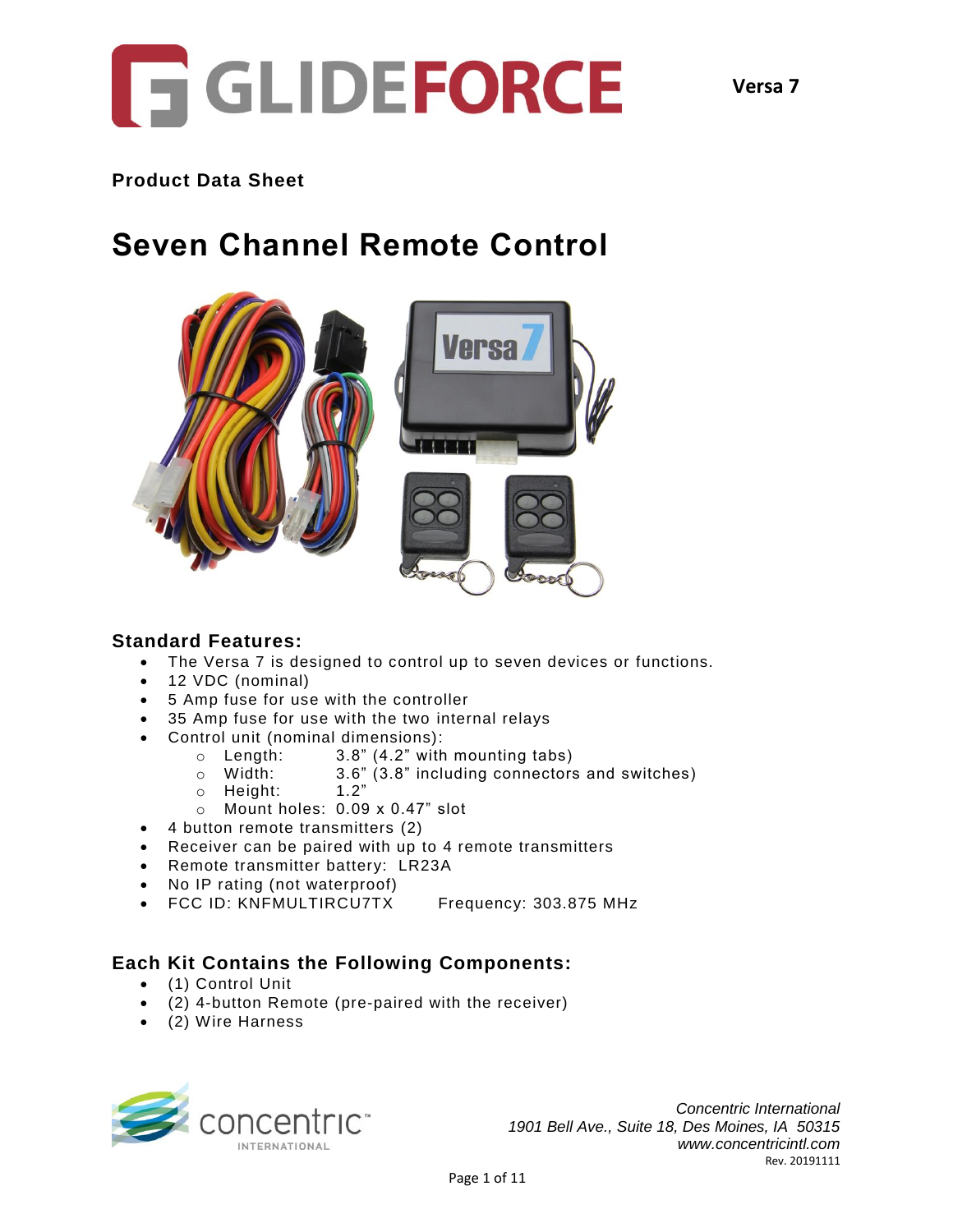GLIDEFORCE

Versa 7

**Product Data Sheet**

# Seven Channel Remote Control

## Standard Features:

- The Versa 7 is designed to control up to seven devices or functions.
- 12 VDC (nominal)
- 5 Amp fuse for use with the controller
- 35 Amp fuse for use with the two internal relays
- Control unit (nominal dimensions):
  - Length: 3.8” (4.2” with mounting tabs)
  - Width: 3.6” (3.8” including connectors and switches)
  - Height: 1.2”
  - Mount holes: 0.09 x 0.47” slot
- 4 button remote transmitters (2)
- Receiver can be paired with up to 4 remote transmitters
- Remote transmitter battery: LR23A
- No IP rating (not waterproof)
- FCC ID: KNFMULTIRCU7TX  Frequency: 303.875 MHz

## Each Kit Contains the Following Components:

- (1) Control Unit
- (2) 4-button Remote (pre-paired with the receiver)
- (2) Wire Harness

concentric™ INTERNATIONAL

*Concentric International*
*1901 Bell Ave., Suite 18, Des Moines, IA 50315*
*www.concentricintl.com*
Rev. 20191111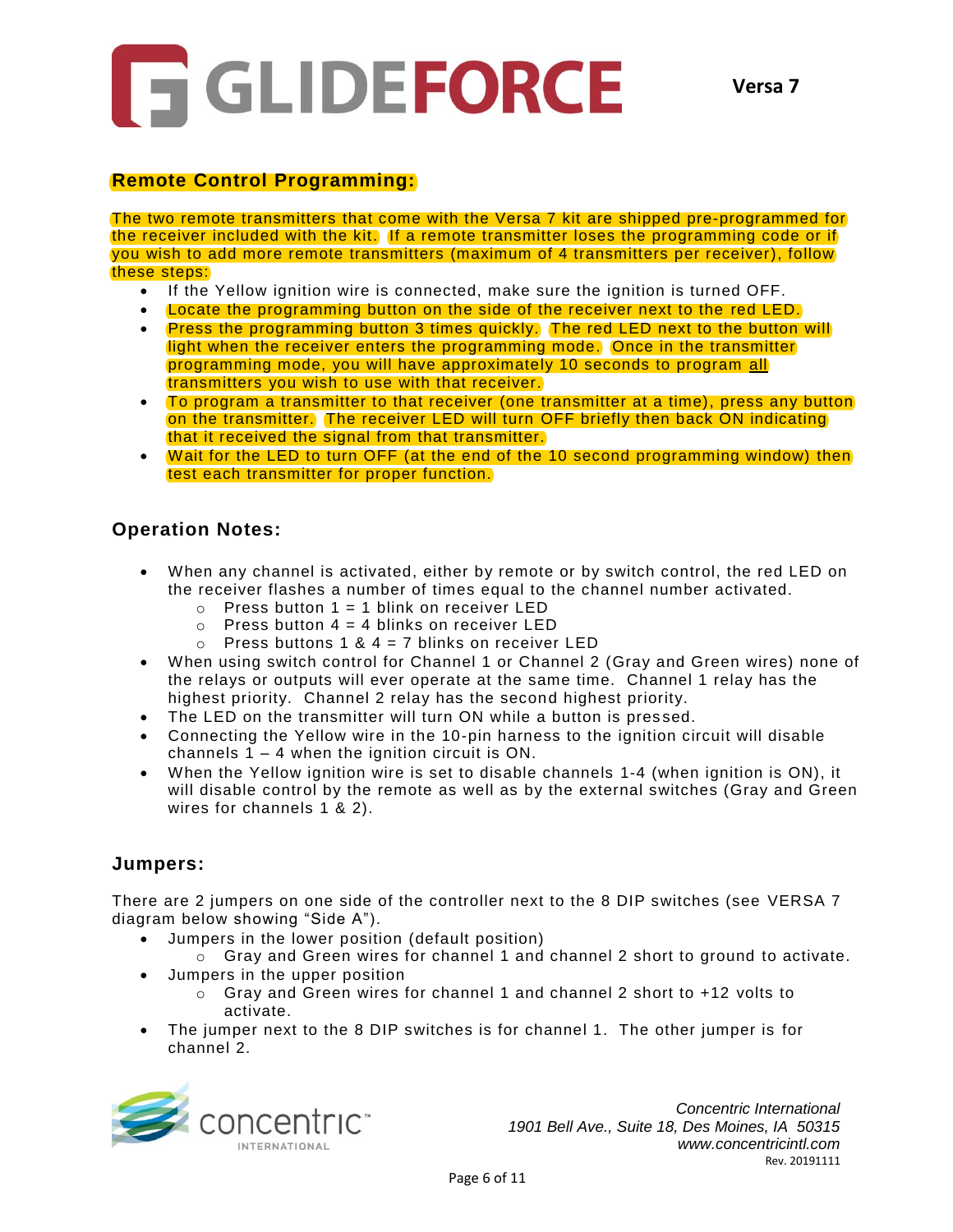## Remote Control Programming:

The two remote transmitters that come with the Versa 7 kit are shipped pre-programmed for the receiver included with the kit. If a remote transmitter loses the programming code or if you wish to add more remote transmitters (maximum of 4 transmitters per receiver), follow these steps:

- If the Yellow ignition wire is connected, make sure the ignition is turned OFF.
- Locate the programming button on the side of the receiver next to the red LED.
- Press the programming button 3 times quickly. The red LED next to the button will light when the receiver enters the programming mode. Once in the transmitter programming mode, you will have approximately 10 seconds to program <u>all</u> transmitters you wish to use with that receiver.
- To program a transmitter to that receiver (one transmitter at a time), press any button on the transmitter. The receiver LED will turn OFF briefly then back ON indicating that it received the signal from that transmitter.
- Wait for the LED to turn OFF (at the end of the 10 second programming window) then test each transmitter for proper function.

## Operation Notes:

- When any channel is activated, either by remote or by switch control, the red LED on the receiver flashes a number of times equal to the channel number activated.
  - Press button 1 = 1 blink on receiver LED
  - Press button 4 = 4 blinks on receiver LED
  - Press buttons 1 & 4 = 7 blinks on receiver LED
- When using switch control for Channel 1 or Channel 2 (Gray and Green wires) none of the relays or outputs will ever operate at the same time. Channel 1 relay has the highest priority. Channel 2 relay has the second highest priority.
- The LED on the transmitter will turn ON while a button is pressed.
- Connecting the Yellow wire in the 10-pin harness to the ignition circuit will disable channels 1 – 4 when the ignition circuit is ON.
- When the Yellow ignition wire is set to disable channels 1-4 (when ignition is ON), it will disable control by the remote as well as by the external switches (Gray and Green wires for channels 1 & 2).

## Jumpers:

There are 2 jumpers on one side of the controller next to the 8 DIP switches (see VERSA 7 diagram below showing "Side A").

- Jumpers in the lower position (default position)
  - Gray and Green wires for channel 1 and channel 2 short to ground to activate.
- Jumpers in the upper position
  - Gray and Green wires for channel 1 and channel 2 short to +12 volts to activate.
- The jumper next to the 8 DIP switches is for channel 1. The other jumper is for channel 2.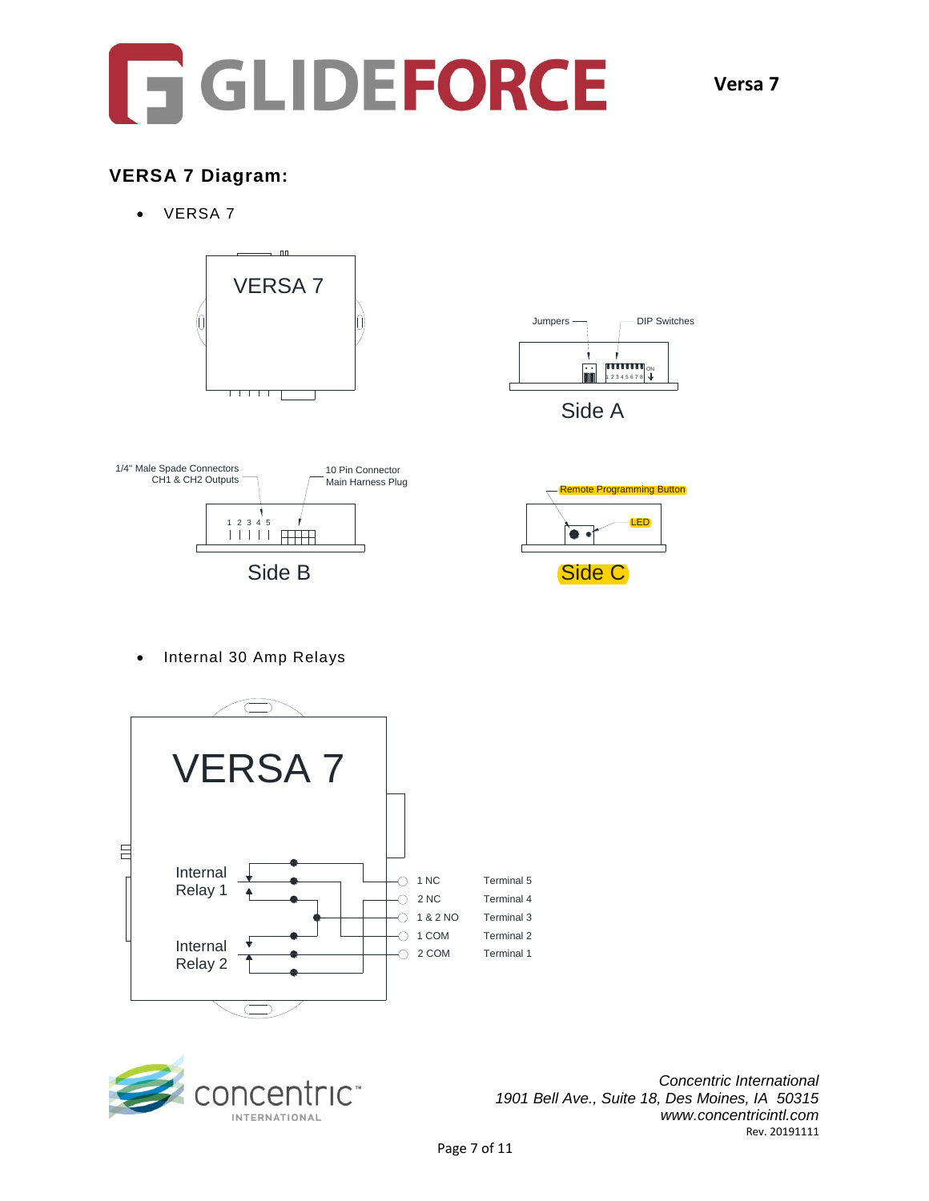## VERSA 7 Diagram:

- VERSA 7

VERSA 7

Jumpers

DIP Switches

Side A

1/4" Male Spade Connectors
CH1 & CH2 Outputs

10 Pin Connector
Main Harness Plug

1 2 3 4 5

Side B

Remote Programming Button

LED

Side C

- Internal 30 Amp Relays

VERSA 7

Internal
Relay 1

Internal
Relay 2

| | |
|---|---|
| 1 NC | Terminal 5 |
| 2 NC | Terminal 4 |
| 1 & 2 NO | Terminal 3 |
| 1 COM | Terminal 2 |
| 2 COM | Terminal 1 |

*Concentric International*
*1901 Bell Ave., Suite 18, Des Moines, IA 50315*
*www.concentricintl.com*
Rev. 20191111